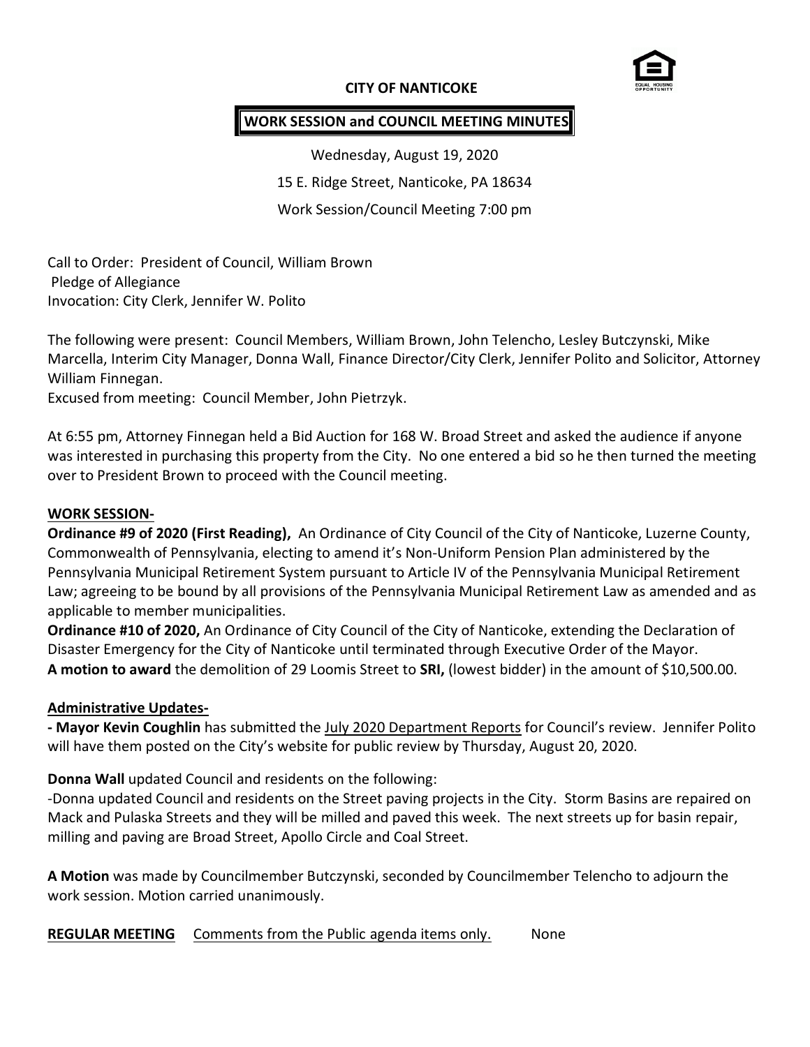**CITY OF NANTICOKE**

**WORK SESSION and COUNCIL MEETING MINUTES**

Wednesday, August 19, 2020

15 E. Ridge Street, Nanticoke, PA 18634

Work Session/Council Meeting 7:00 pm

Call to Order: President of Council, William Brown
Pledge of Allegiance
Invocation: City Clerk, Jennifer W. Polito

The following were present: Council Members, William Brown, John Telencho, Lesley Butczynski, Mike Marcella, Interim City Manager, Donna Wall, Finance Director/City Clerk, Jennifer Polito and Solicitor, Attorney William Finnegan.
Excused from meeting: Council Member, John Pietrzyk.

At 6:55 pm, Attorney Finnegan held a Bid Auction for 168 W. Broad Street and asked the audience if anyone was interested in purchasing this property from the City. No one entered a bid so he then turned the meeting over to President Brown to proceed with the Council meeting.

**WORK SESSION-**

**Ordinance #9 of 2020 (First Reading),** An Ordinance of City Council of the City of Nanticoke, Luzerne County, Commonwealth of Pennsylvania, electing to amend it's Non-Uniform Pension Plan administered by the Pennsylvania Municipal Retirement System pursuant to Article IV of the Pennsylvania Municipal Retirement Law; agreeing to be bound by all provisions of the Pennsylvania Municipal Retirement Law as amended and as applicable to member municipalities.

**Ordinance #10 of 2020,** An Ordinance of City Council of the City of Nanticoke, extending the Declaration of Disaster Emergency for the City of Nanticoke until terminated through Executive Order of the Mayor.

**A motion to award** the demolition of 29 Loomis Street to **SRI,** (lowest bidder) in the amount of $10,500.00.

**Administrative Updates-**

**- Mayor Kevin Coughlin** has submitted the July 2020 Department Reports for Council's review. Jennifer Polito will have them posted on the City's website for public review by Thursday, August 20, 2020.

**Donna Wall** updated Council and residents on the following:
-Donna updated Council and residents on the Street paving projects in the City. Storm Basins are repaired on Mack and Pulaska Streets and they will be milled and paved this week. The next streets up for basin repair, milling and paving are Broad Street, Apollo Circle and Coal Street.

**A Motion** was made by Councilmember Butczynski, seconded by Councilmember Telencho to adjourn the work session. Motion carried unanimously.

**REGULAR MEETING** Comments from the Public agenda items only. None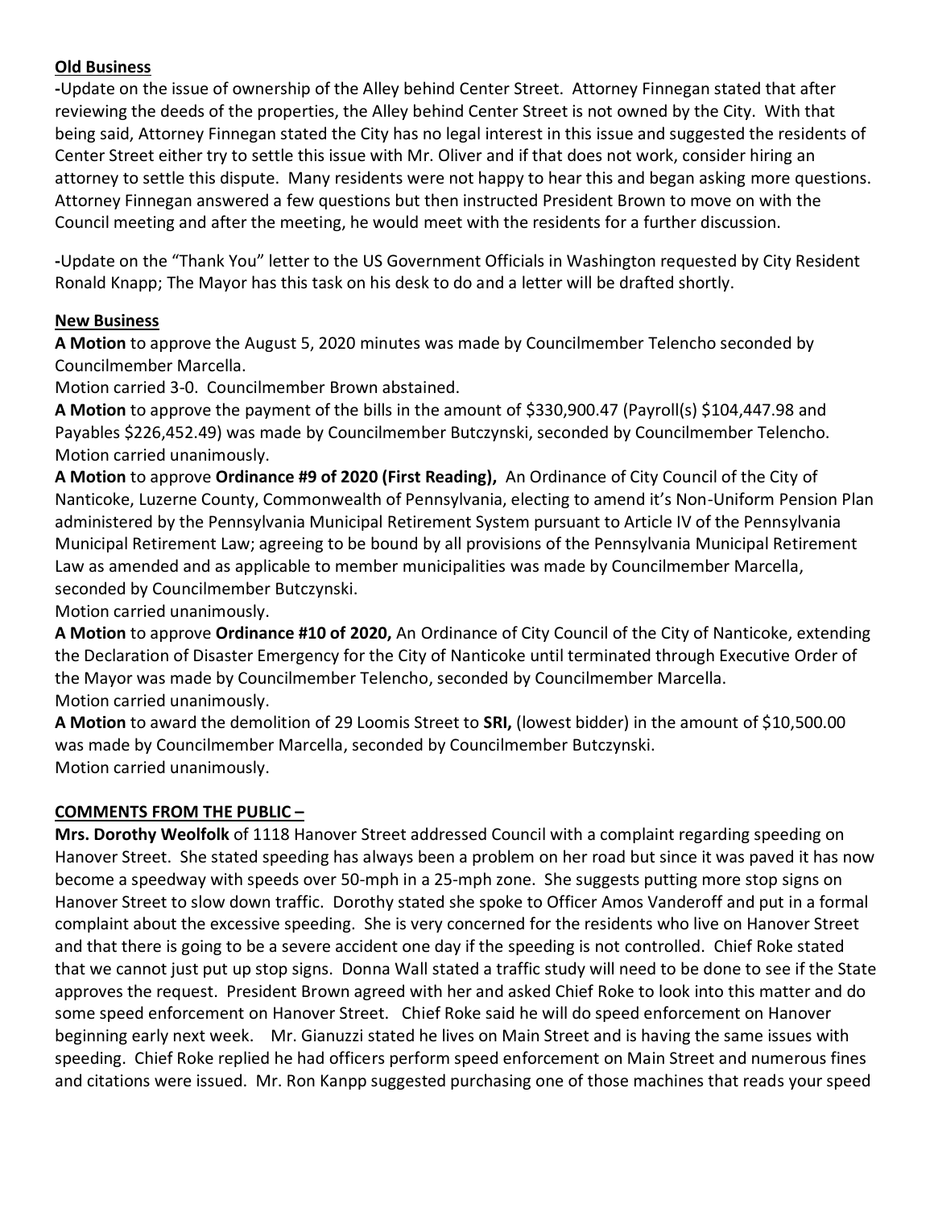**Old Business**

-Update on the issue of ownership of the Alley behind Center Street. Attorney Finnegan stated that after reviewing the deeds of the properties, the Alley behind Center Street is not owned by the City. With that being said, Attorney Finnegan stated the City has no legal interest in this issue and suggested the residents of Center Street either try to settle this issue with Mr. Oliver and if that does not work, consider hiring an attorney to settle this dispute. Many residents were not happy to hear this and began asking more questions. Attorney Finnegan answered a few questions but then instructed President Brown to move on with the Council meeting and after the meeting, he would meet with the residents for a further discussion.

-Update on the "Thank You" letter to the US Government Officials in Washington requested by City Resident Ronald Knapp; The Mayor has this task on his desk to do and a letter will be drafted shortly.

**New Business**

**A Motion** to approve the August 5, 2020 minutes was made by Councilmember Telencho seconded by Councilmember Marcella.
Motion carried 3-0. Councilmember Brown abstained.

**A Motion** to approve the payment of the bills in the amount of $330,900.47 (Payroll(s) $104,447.98 and Payables $226,452.49) was made by Councilmember Butczynski, seconded by Councilmember Telencho.
Motion carried unanimously.

**A Motion** to approve **Ordinance #9 of 2020 (First Reading),** An Ordinance of City Council of the City of Nanticoke, Luzerne County, Commonwealth of Pennsylvania, electing to amend it's Non-Uniform Pension Plan administered by the Pennsylvania Municipal Retirement System pursuant to Article IV of the Pennsylvania Municipal Retirement Law; agreeing to be bound by all provisions of the Pennsylvania Municipal Retirement Law as amended and as applicable to member municipalities was made by Councilmember Marcella, seconded by Councilmember Butczynski.
Motion carried unanimously.

**A Motion** to approve **Ordinance #10 of 2020,** An Ordinance of City Council of the City of Nanticoke, extending the Declaration of Disaster Emergency for the City of Nanticoke until terminated through Executive Order of the Mayor was made by Councilmember Telencho, seconded by Councilmember Marcella.
Motion carried unanimously.

**A Motion** to award the demolition of 29 Loomis Street to **SRI,** (lowest bidder) in the amount of $10,500.00 was made by Councilmember Marcella, seconded by Councilmember Butczynski.
Motion carried unanimously.

**COMMENTS FROM THE PUBLIC –**

**Mrs. Dorothy Weolfolk** of 1118 Hanover Street addressed Council with a complaint regarding speeding on Hanover Street. She stated speeding has always been a problem on her road but since it was paved it has now become a speedway with speeds over 50-mph in a 25-mph zone. She suggests putting more stop signs on Hanover Street to slow down traffic. Dorothy stated she spoke to Officer Amos Vanderoff and put in a formal complaint about the excessive speeding. She is very concerned for the residents who live on Hanover Street and that there is going to be a severe accident one day if the speeding is not controlled. Chief Roke stated that we cannot just put up stop signs. Donna Wall stated a traffic study will need to be done to see if the State approves the request. President Brown agreed with her and asked Chief Roke to look into this matter and do some speed enforcement on Hanover Street. Chief Roke said he will do speed enforcement on Hanover beginning early next week. Mr. Gianuzzi stated he lives on Main Street and is having the same issues with speeding. Chief Roke replied he had officers perform speed enforcement on Main Street and numerous fines and citations were issued. Mr. Ron Kanpp suggested purchasing one of those machines that reads your speed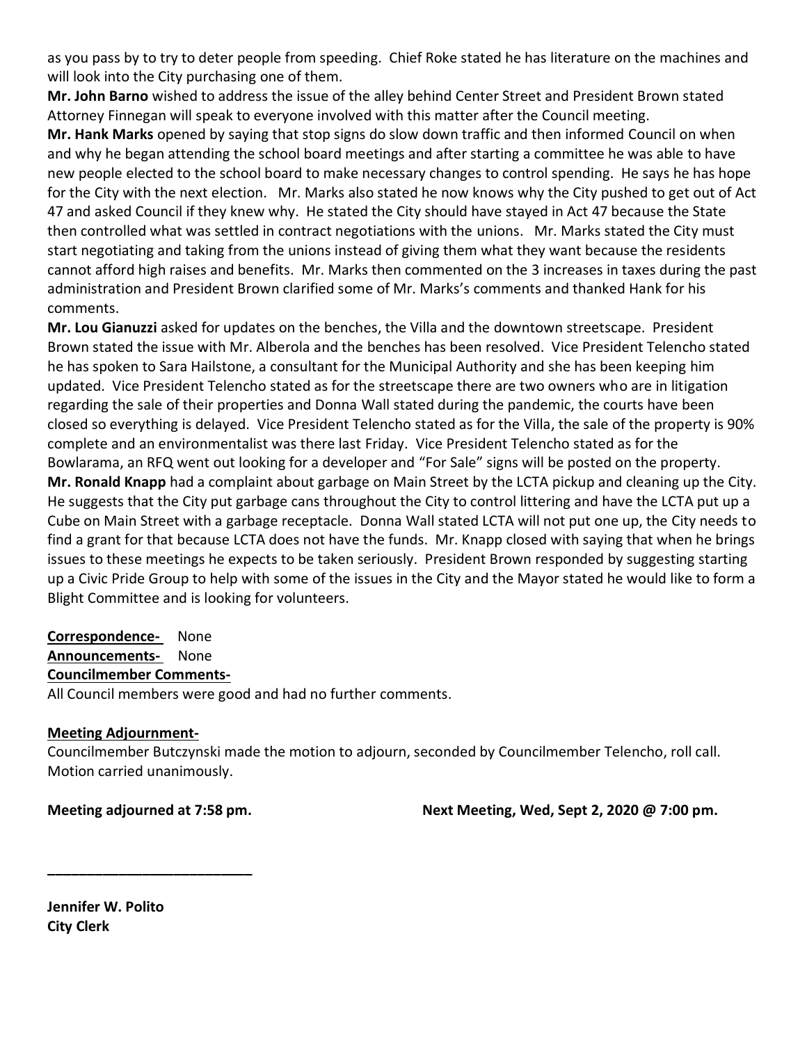as you pass by to try to deter people from speeding. Chief Roke stated he has literature on the machines and will look into the City purchasing one of them.

**Mr. John Barno** wished to address the issue of the alley behind Center Street and President Brown stated Attorney Finnegan will speak to everyone involved with this matter after the Council meeting.

**Mr. Hank Marks** opened by saying that stop signs do slow down traffic and then informed Council on when and why he began attending the school board meetings and after starting a committee he was able to have new people elected to the school board to make necessary changes to control spending. He says he has hope for the City with the next election. Mr. Marks also stated he now knows why the City pushed to get out of Act 47 and asked Council if they knew why. He stated the City should have stayed in Act 47 because the State then controlled what was settled in contract negotiations with the unions. Mr. Marks stated the City must start negotiating and taking from the unions instead of giving them what they want because the residents cannot afford high raises and benefits. Mr. Marks then commented on the 3 increases in taxes during the past administration and President Brown clarified some of Mr. Marks's comments and thanked Hank for his comments.

**Mr. Lou Gianuzzi** asked for updates on the benches, the Villa and the downtown streetscape. President Brown stated the issue with Mr. Alberola and the benches has been resolved. Vice President Telencho stated he has spoken to Sara Hailstone, a consultant for the Municipal Authority and she has been keeping him updated. Vice President Telencho stated as for the streetscape there are two owners who are in litigation regarding the sale of their properties and Donna Wall stated during the pandemic, the courts have been closed so everything is delayed. Vice President Telencho stated as for the Villa, the sale of the property is 90% complete and an environmentalist was there last Friday. Vice President Telencho stated as for the Bowlarama, an RFQ went out looking for a developer and "For Sale" signs will be posted on the property.

**Mr. Ronald Knapp** had a complaint about garbage on Main Street by the LCTA pickup and cleaning up the City. He suggests that the City put garbage cans throughout the City to control littering and have the LCTA put up a Cube on Main Street with a garbage receptacle. Donna Wall stated LCTA will not put one up, the City needs to find a grant for that because LCTA does not have the funds. Mr. Knapp closed with saying that when he brings issues to these meetings he expects to be taken seriously. President Brown responded by suggesting starting up a Civic Pride Group to help with some of the issues in the City and the Mayor stated he would like to form a Blight Committee and is looking for volunteers.

**Correspondence-** None

**Announcements-** None

**Councilmember Comments-**

All Council members were good and had no further comments.

**Meeting Adjournment-**

Councilmember Butczynski made the motion to adjourn, seconded by Councilmember Telencho, roll call. Motion carried unanimously.

**Meeting adjourned at 7:58 pm.** **Next Meeting, Wed, Sept 2, 2020 @ 7:00 pm.**

\_\_\_\_\_\_\_\_\_\_\_\_\_\_\_\_\_\_\_\_\_\_\_\_\_\_

**Jennifer W. Polito**
**City Clerk**